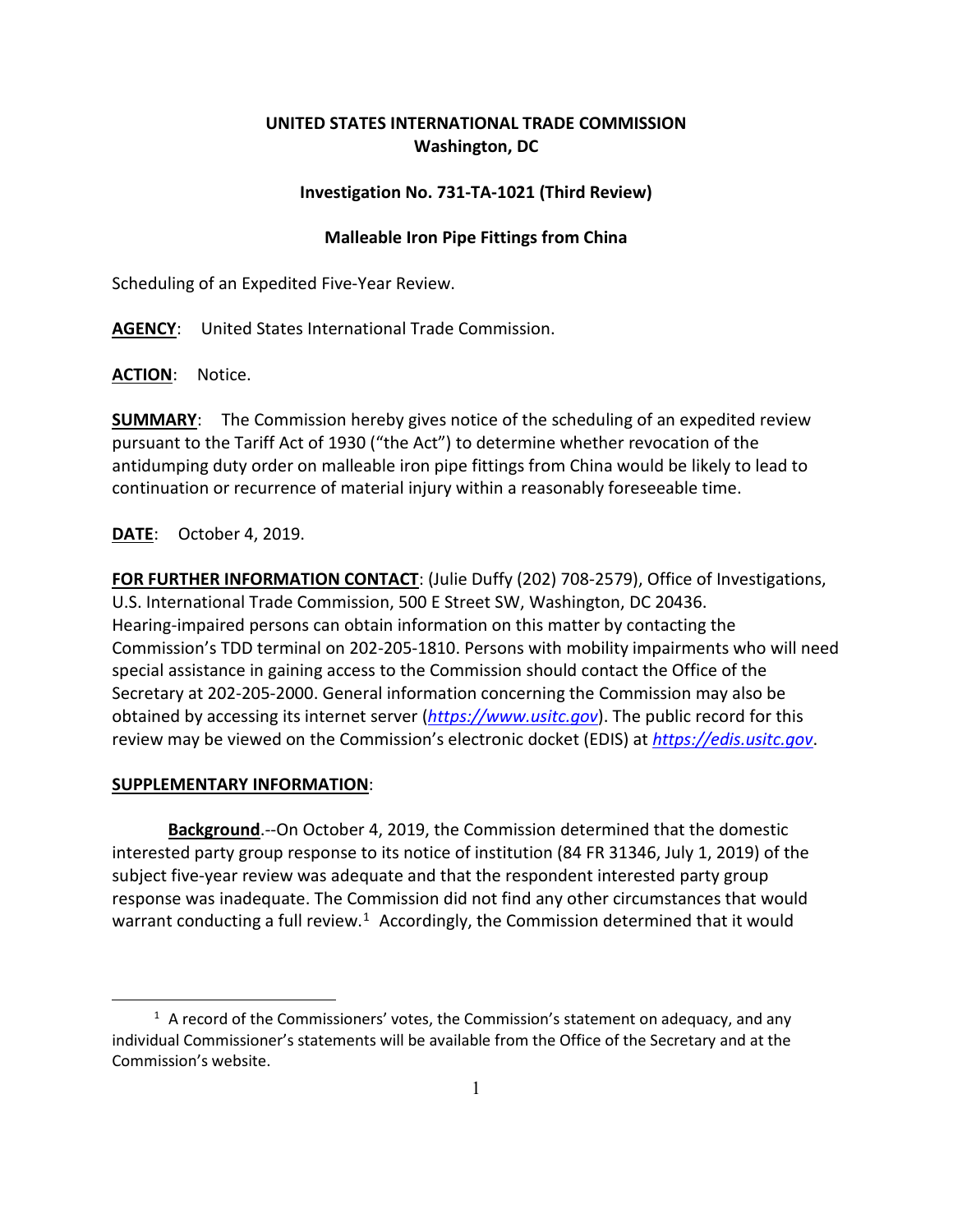**UNITED STATES INTERNATIONAL TRADE COMMISSION**
**Washington, DC**

**Investigation No. 731-TA-1021 (Third Review)**

**Malleable Iron Pipe Fittings from China**

Scheduling of an Expedited Five-Year Review.

**AGENCY**: United States International Trade Commission.

**ACTION**: Notice.

**SUMMARY**: The Commission hereby gives notice of the scheduling of an expedited review pursuant to the Tariff Act of 1930 ("the Act") to determine whether revocation of the antidumping duty order on malleable iron pipe fittings from China would be likely to lead to continuation or recurrence of material injury within a reasonably foreseeable time.

**DATE**: October 4, 2019.

**FOR FURTHER INFORMATION CONTACT**: (Julie Duffy (202) 708-2579), Office of Investigations, U.S. International Trade Commission, 500 E Street SW, Washington, DC 20436. Hearing-impaired persons can obtain information on this matter by contacting the Commission's TDD terminal on 202-205-1810. Persons with mobility impairments who will need special assistance in gaining access to the Commission should contact the Office of the Secretary at 202-205-2000. General information concerning the Commission may also be obtained by accessing its internet server (*https://www.usitc.gov*). The public record for this review may be viewed on the Commission's electronic docket (EDIS) at *https://edis.usitc.gov*.

**SUPPLEMENTARY INFORMATION**:

**Background**.--On October 4, 2019, the Commission determined that the domestic interested party group response to its notice of institution (84 FR 31346, July 1, 2019) of the subject five-year review was adequate and that the respondent interested party group response was inadequate. The Commission did not find any other circumstances that would warrant conducting a full review.[1] Accordingly, the Commission determined that it would

[1] A record of the Commissioners' votes, the Commission's statement on adequacy, and any individual Commissioner's statements will be available from the Office of the Secretary and at the Commission's website.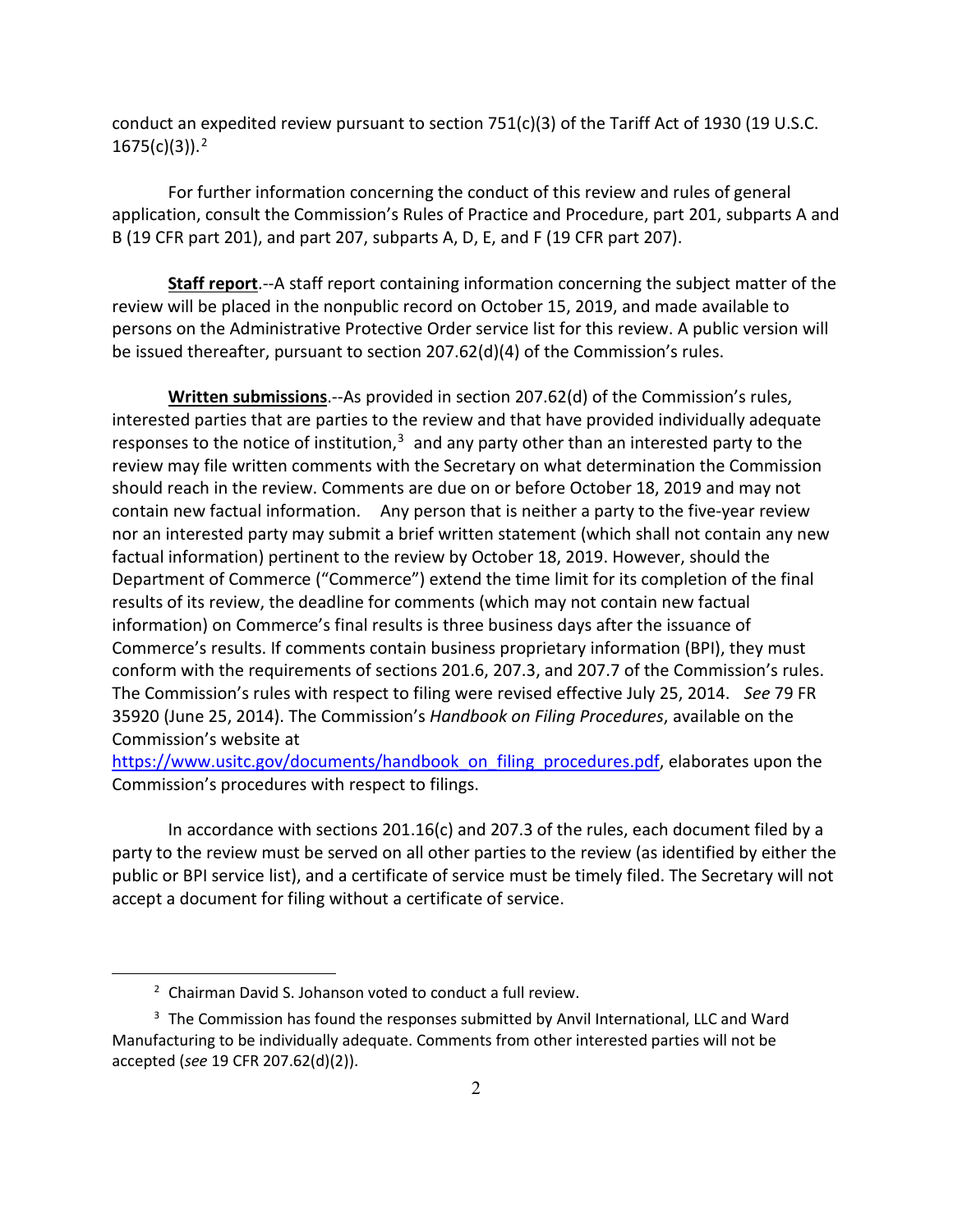conduct an expedited review pursuant to section 751(c)(3) of the Tariff Act of 1930 (19 U.S.C. 1675(c)(3)).[2]

For further information concerning the conduct of this review and rules of general application, consult the Commission's Rules of Practice and Procedure, part 201, subparts A and B (19 CFR part 201), and part 207, subparts A, D, E, and F (19 CFR part 207).

**Staff report**.--A staff report containing information concerning the subject matter of the review will be placed in the nonpublic record on October 15, 2019, and made available to persons on the Administrative Protective Order service list for this review. A public version will be issued thereafter, pursuant to section 207.62(d)(4) of the Commission's rules.

**Written submissions**.--As provided in section 207.62(d) of the Commission's rules, interested parties that are parties to the review and that have provided individually adequate responses to the notice of institution,[3] and any party other than an interested party to the review may file written comments with the Secretary on what determination the Commission should reach in the review. Comments are due on or before October 18, 2019 and may not contain new factual information. Any person that is neither a party to the five-year review nor an interested party may submit a brief written statement (which shall not contain any new factual information) pertinent to the review by October 18, 2019. However, should the Department of Commerce ("Commerce") extend the time limit for its completion of the final results of its review, the deadline for comments (which may not contain new factual information) on Commerce's final results is three business days after the issuance of Commerce's results. If comments contain business proprietary information (BPI), they must conform with the requirements of sections 201.6, 207.3, and 207.7 of the Commission's rules. The Commission's rules with respect to filing were revised effective July 25, 2014. *See* 79 FR 35920 (June 25, 2014). The Commission's *Handbook on Filing Procedures*, available on the Commission's website at https://www.usitc.gov/documents/handbook_on_filing_procedures.pdf, elaborates upon the Commission's procedures with respect to filings.

In accordance with sections 201.16(c) and 207.3 of the rules, each document filed by a party to the review must be served on all other parties to the review (as identified by either the public or BPI service list), and a certificate of service must be timely filed. The Secretary will not accept a document for filing without a certificate of service.

---

[2] Chairman David S. Johanson voted to conduct a full review.

[3] The Commission has found the responses submitted by Anvil International, LLC and Ward Manufacturing to be individually adequate. Comments from other interested parties will not be accepted (*see* 19 CFR 207.62(d)(2)).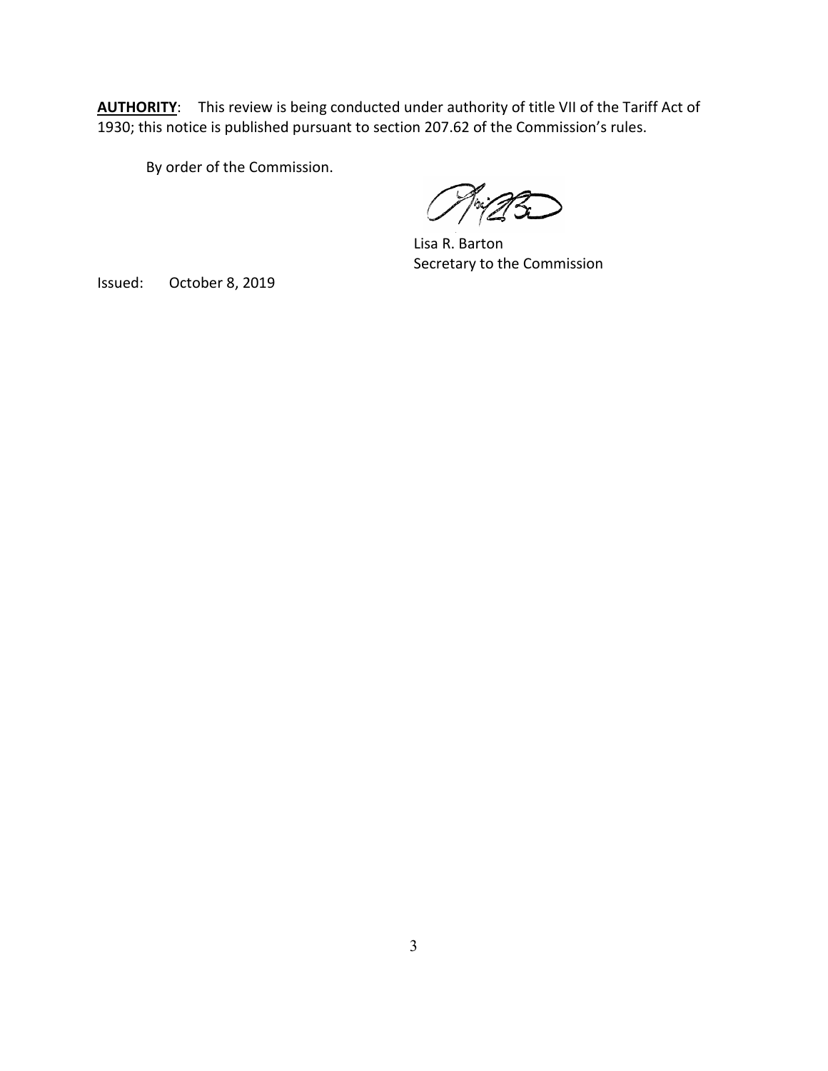**AUTHORITY**: This review is being conducted under authority of title VII of the Tariff Act of 1930; this notice is published pursuant to section 207.62 of the Commission's rules.

By order of the Commission.

Lisa R. Barton
Secretary to the Commission

Issued: October 8, 2019